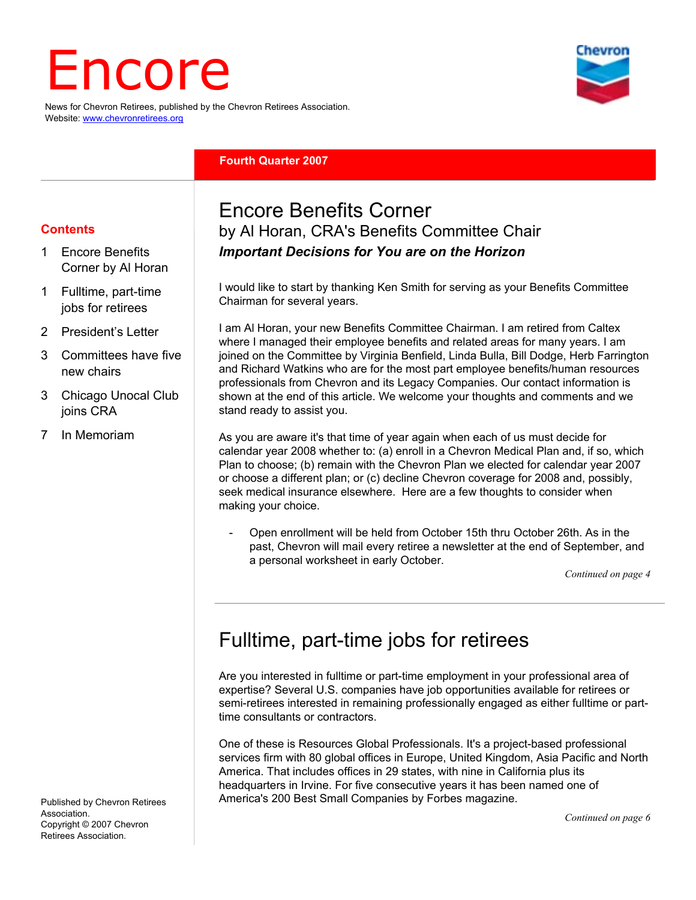# Encore

News for Chevron Retirees, published by the Chevron Retirees Association.
Website: www.chevronretirees.org

**Fourth Quarter 2007**

**Contents**

1 Encore Benefits Corner by Al Horan

1 Fulltime, part-time jobs for retirees

2 President's Letter

3 Committees have five new chairs

3 Chicago Unocal Club joins CRA

7 In Memoriam

Published by Chevron Retirees Association.
Copyright © 2007 Chevron Retirees Association.

## Encore Benefits Corner

### by Al Horan, CRA's Benefits Committee Chair

***Important Decisions for You are on the Horizon***

I would like to start by thanking Ken Smith for serving as your Benefits Committee Chairman for several years.

I am Al Horan, your new Benefits Committee Chairman. I am retired from Caltex where I managed their employee benefits and related areas for many years. I am joined on the Committee by Virginia Benfield, Linda Bulla, Bill Dodge, Herb Farrington and Richard Watkins who are for the most part employee benefits/human resources professionals from Chevron and its Legacy Companies. Our contact information is shown at the end of this article. We welcome your thoughts and comments and we stand ready to assist you.

As you are aware it's that time of year again when each of us must decide for calendar year 2008 whether to: (a) enroll in a Chevron Medical Plan and, if so, which Plan to choose; (b) remain with the Chevron Plan we elected for calendar year 2007 or choose a different plan; or (c) decline Chevron coverage for 2008 and, possibly, seek medical insurance elsewhere. Here are a few thoughts to consider when making your choice.

- Open enrollment will be held from October 15th thru October 26th. As in the past, Chevron will mail every retiree a newsletter at the end of September, and a personal worksheet in early October.

*Continued on page 4*

## Fulltime, part-time jobs for retirees

Are you interested in fulltime or part-time employment in your professional area of expertise? Several U.S. companies have job opportunities available for retirees or semi-retirees interested in remaining professionally engaged as either fulltime or part-time consultants or contractors.

One of these is Resources Global Professionals. It's a project-based professional services firm with 80 global offices in Europe, United Kingdom, Asia Pacific and North America. That includes offices in 29 states, with nine in California plus its headquarters in Irvine. For five consecutive years it has been named one of America's 200 Best Small Companies by Forbes magazine.

*Continued on page 6*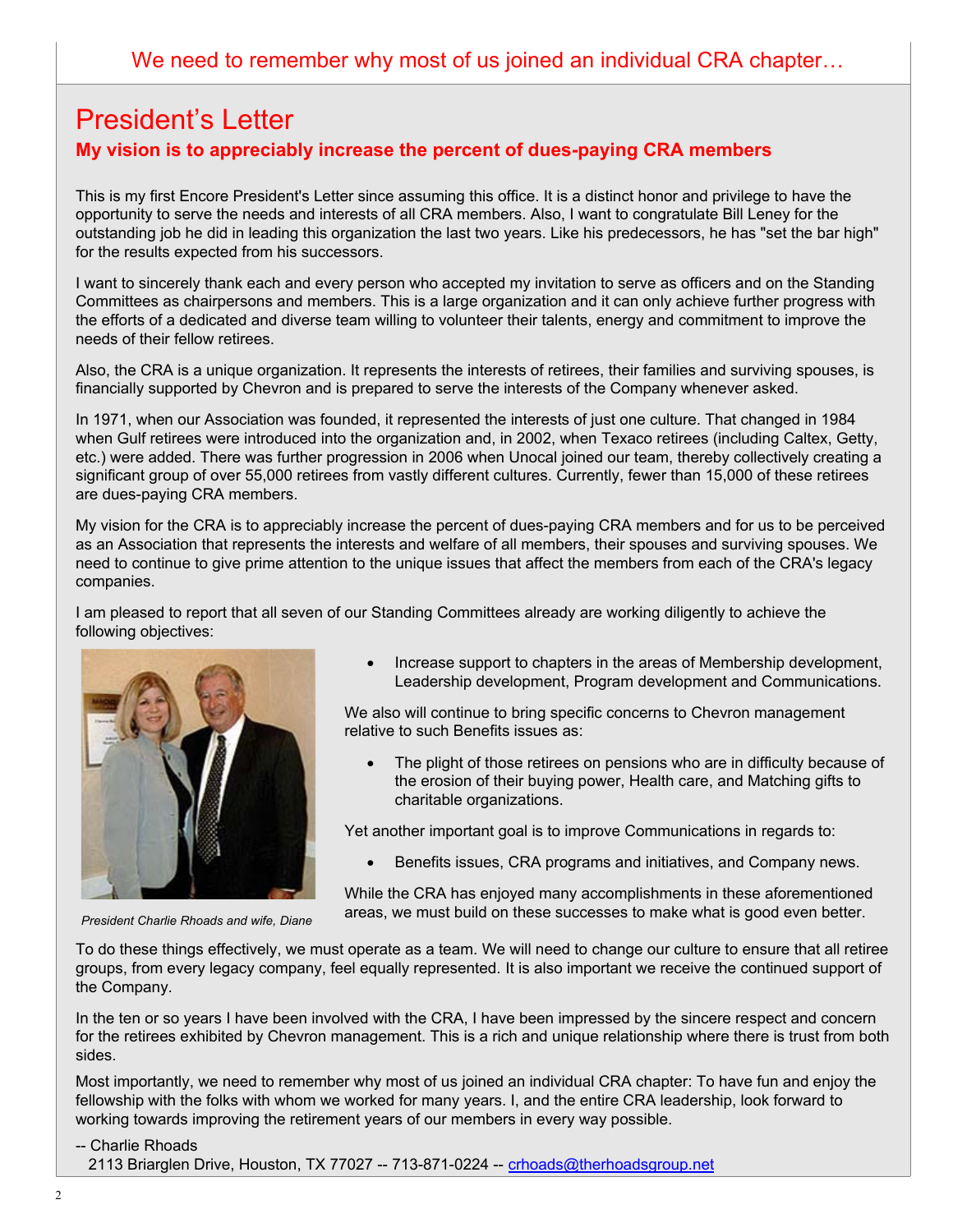We need to remember why most of us joined an individual CRA chapter…

# President's Letter

**My vision is to appreciably increase the percent of dues-paying CRA members**

This is my first Encore President's Letter since assuming this office. It is a distinct honor and privilege to have the opportunity to serve the needs and interests of all CRA members. Also, I want to congratulate Bill Leney for the outstanding job he did in leading this organization the last two years. Like his predecessors, he has "set the bar high" for the results expected from his successors.

I want to sincerely thank each and every person who accepted my invitation to serve as officers and on the Standing Committees as chairpersons and members. This is a large organization and it can only achieve further progress with the efforts of a dedicated and diverse team willing to volunteer their talents, energy and commitment to improve the needs of their fellow retirees.

Also, the CRA is a unique organization. It represents the interests of retirees, their families and surviving spouses, is financially supported by Chevron and is prepared to serve the interests of the Company whenever asked.

In 1971, when our Association was founded, it represented the interests of just one culture. That changed in 1984 when Gulf retirees were introduced into the organization and, in 2002, when Texaco retirees (including Caltex, Getty, etc.) were added. There was further progression in 2006 when Unocal joined our team, thereby collectively creating a significant group of over 55,000 retirees from vastly different cultures. Currently, fewer than 15,000 of these retirees are dues-paying CRA members.

My vision for the CRA is to appreciably increase the percent of dues-paying CRA members and for us to be perceived as an Association that represents the interests and welfare of all members, their spouses and surviving spouses. We need to continue to give prime attention to the unique issues that affect the members from each of the CRA's legacy companies.

I am pleased to report that all seven of our Standing Committees already are working diligently to achieve the following objectives:

- Increase support to chapters in the areas of Membership development, Leadership development, Program development and Communications.

We also will continue to bring specific concerns to Chevron management relative to such Benefits issues as:

- The plight of those retirees on pensions who are in difficulty because of the erosion of their buying power, Health care, and Matching gifts to charitable organizations.

Yet another important goal is to improve Communications in regards to:

- Benefits issues, CRA programs and initiatives, and Company news.

While the CRA has enjoyed many accomplishments in these aforementioned areas, we must build on these successes to make what is good even better.

*President Charlie Rhoads and wife, Diane*

To do these things effectively, we must operate as a team. We will need to change our culture to ensure that all retiree groups, from every legacy company, feel equally represented. It is also important we receive the continued support of the Company.

In the ten or so years I have been involved with the CRA, I have been impressed by the sincere respect and concern for the retirees exhibited by Chevron management. This is a rich and unique relationship where there is trust from both sides.

Most importantly, we need to remember why most of us joined an individual CRA chapter: To have fun and enjoy the fellowship with the folks with whom we worked for many years. I, and the entire CRA leadership, look forward to working towards improving the retirement years of our members in every way possible.

-- Charlie Rhoads
2113 Briarglen Drive, Houston, TX 77027 -- 713-871-0224 -- crhoads@therhoadsgroup.net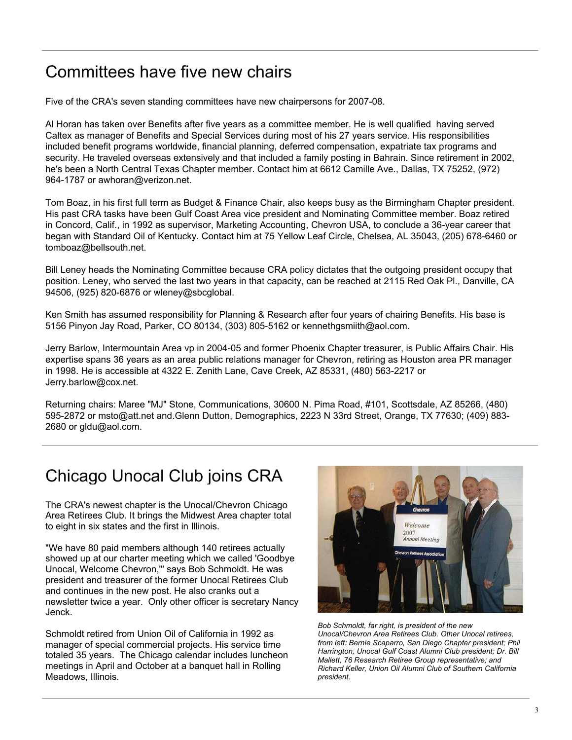# Committees have five new chairs

Five of the CRA's seven standing committees have new chairpersons for 2007-08.

Al Horan has taken over Benefits after five years as a committee member. He is well qualified having served Caltex as manager of Benefits and Special Services during most of his 27 years service. His responsibilities included benefit programs worldwide, financial planning, deferred compensation, expatriate tax programs and security. He traveled overseas extensively and that included a family posting in Bahrain. Since retirement in 2002, he's been a North Central Texas Chapter member. Contact him at 6612 Camille Ave., Dallas, TX 75252, (972) 964-1787 or awhoran@verizon.net.

Tom Boaz, in his first full term as Budget & Finance Chair, also keeps busy as the Birmingham Chapter president. His past CRA tasks have been Gulf Coast Area vice president and Nominating Committee member. Boaz retired in Concord, Calif., in 1992 as supervisor, Marketing Accounting, Chevron USA, to conclude a 36-year career that began with Standard Oil of Kentucky. Contact him at 75 Yellow Leaf Circle, Chelsea, AL 35043, (205) 678-6460 or tomboaz@bellsouth.net.

Bill Leney heads the Nominating Committee because CRA policy dictates that the outgoing president occupy that position. Leney, who served the last two years in that capacity, can be reached at 2115 Red Oak Pl., Danville, CA 94506, (925) 820-6876 or wleney@sbcglobal.

Ken Smith has assumed responsibility for Planning & Research after four years of chairing Benefits. His base is 5156 Pinyon Jay Road, Parker, CO 80134, (303) 805-5162 or kennethgsmiith@aol.com.

Jerry Barlow, Intermountain Area vp in 2004-05 and former Phoenix Chapter treasurer, is Public Affairs Chair. His expertise spans 36 years as an area public relations manager for Chevron, retiring as Houston area PR manager in 1998. He is accessible at 4322 E. Zenith Lane, Cave Creek, AZ 85331, (480) 563-2217 or Jerry.barlow@cox.net.

Returning chairs: Maree "MJ" Stone, Communications, 30600 N. Pima Road, #101, Scottsdale, AZ 85266, (480) 595-2872 or msto@att.net and.Glenn Dutton, Demographics, 2223 N 33rd Street, Orange, TX 77630; (409) 883-2680 or gldu@aol.com.

# Chicago Unocal Club joins CRA

The CRA's newest chapter is the Unocal/Chevron Chicago Area Retirees Club. It brings the Midwest Area chapter total to eight in six states and the first in Illinois.

"We have 80 paid members although 140 retirees actually showed up at our charter meeting which we called 'Goodbye Unocal, Welcome Chevron,'" says Bob Schmoldt. He was president and treasurer of the former Unocal Retirees Club and continues in the new post. He also cranks out a newsletter twice a year. Only other officer is secretary Nancy Jenck.

Schmoldt retired from Union Oil of California in 1992 as manager of special commercial projects. His service time totaled 35 years. The Chicago calendar includes luncheon meetings in April and October at a banquet hall in Rolling Meadows, Illinois.

*Bob Schmoldt, far right, is president of the new Unocal/Chevron Area Retirees Club. Other Unocal retirees, from left: Bernie Scaparro, San Diego Chapter president; Phil Harrington, Unocal Gulf Coast Alumni Club president; Dr. Bill Mallett, 76 Research Retiree Group representative; and Richard Keller, Union Oil Alumni Club of Southern California president.*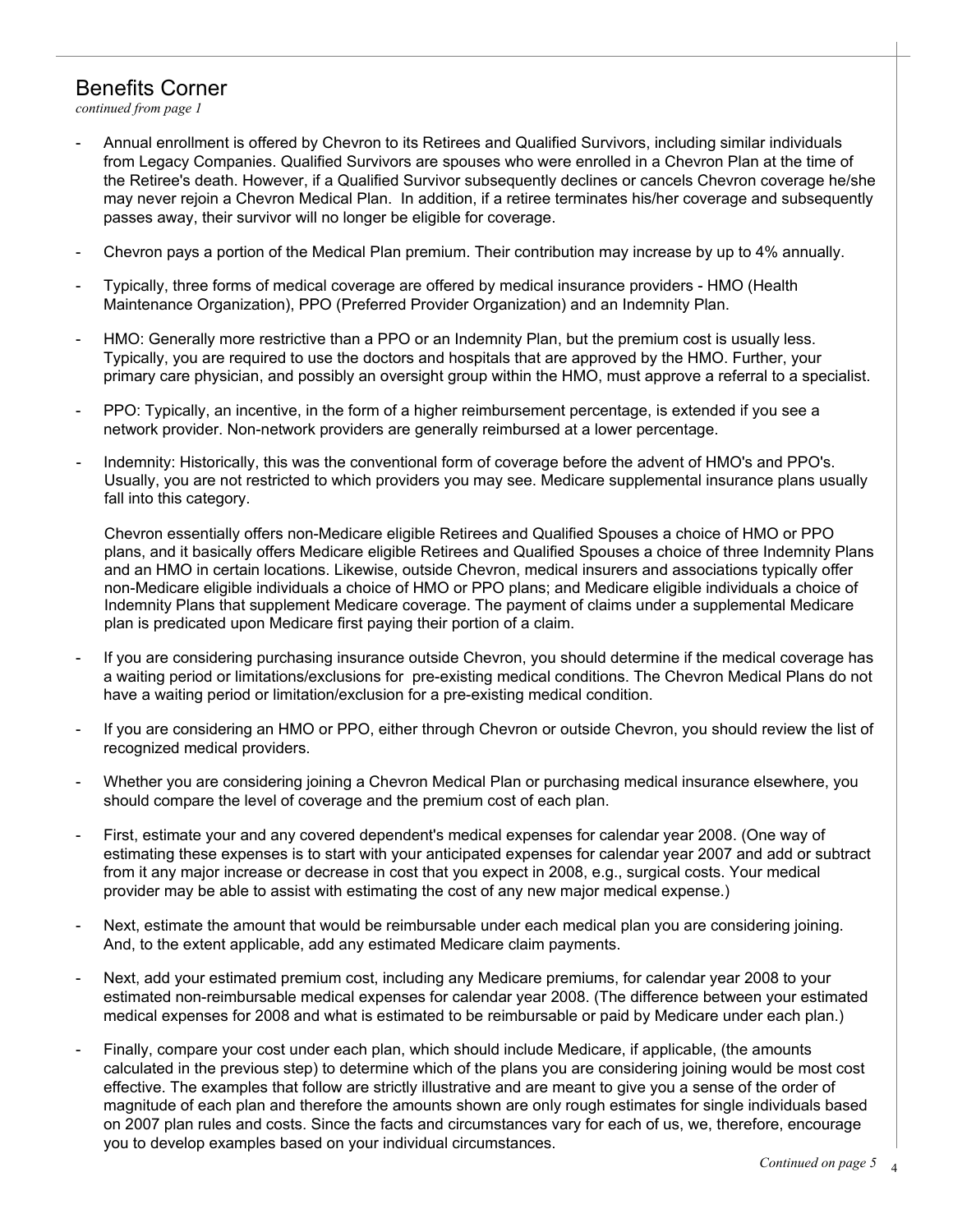## Benefits Corner

*continued from page 1*

- Annual enrollment is offered by Chevron to its Retirees and Qualified Survivors, including similar individuals from Legacy Companies. Qualified Survivors are spouses who were enrolled in a Chevron Plan at the time of the Retiree's death. However, if a Qualified Survivor subsequently declines or cancels Chevron coverage he/she may never rejoin a Chevron Medical Plan. In addition, if a retiree terminates his/her coverage and subsequently passes away, their survivor will no longer be eligible for coverage.

- Chevron pays a portion of the Medical Plan premium. Their contribution may increase by up to 4% annually.

- Typically, three forms of medical coverage are offered by medical insurance providers - HMO (Health Maintenance Organization), PPO (Preferred Provider Organization) and an Indemnity Plan.

- HMO: Generally more restrictive than a PPO or an Indemnity Plan, but the premium cost is usually less. Typically, you are required to use the doctors and hospitals that are approved by the HMO. Further, your primary care physician, and possibly an oversight group within the HMO, must approve a referral to a specialist.

- PPO: Typically, an incentive, in the form of a higher reimbursement percentage, is extended if you see a network provider. Non-network providers are generally reimbursed at a lower percentage.

- Indemnity: Historically, this was the conventional form of coverage before the advent of HMO's and PPO's. Usually, you are not restricted to which providers you may see. Medicare supplemental insurance plans usually fall into this category.

  Chevron essentially offers non-Medicare eligible Retirees and Qualified Spouses a choice of HMO or PPO plans, and it basically offers Medicare eligible Retirees and Qualified Spouses a choice of three Indemnity Plans and an HMO in certain locations. Likewise, outside Chevron, medical insurers and associations typically offer non-Medicare eligible individuals a choice of HMO or PPO plans; and Medicare eligible individuals a choice of Indemnity Plans that supplement Medicare coverage. The payment of claims under a supplemental Medicare plan is predicated upon Medicare first paying their portion of a claim.

- If you are considering purchasing insurance outside Chevron, you should determine if the medical coverage has a waiting period or limitations/exclusions for pre-existing medical conditions. The Chevron Medical Plans do not have a waiting period or limitation/exclusion for a pre-existing medical condition.

- If you are considering an HMO or PPO, either through Chevron or outside Chevron, you should review the list of recognized medical providers.

- Whether you are considering joining a Chevron Medical Plan or purchasing medical insurance elsewhere, you should compare the level of coverage and the premium cost of each plan.

- First, estimate your and any covered dependent's medical expenses for calendar year 2008. (One way of estimating these expenses is to start with your anticipated expenses for calendar year 2007 and add or subtract from it any major increase or decrease in cost that you expect in 2008, e.g., surgical costs. Your medical provider may be able to assist with estimating the cost of any new major medical expense.)

- Next, estimate the amount that would be reimbursable under each medical plan you are considering joining. And, to the extent applicable, add any estimated Medicare claim payments.

- Next, add your estimated premium cost, including any Medicare premiums, for calendar year 2008 to your estimated non-reimbursable medical expenses for calendar year 2008. (The difference between your estimated medical expenses for 2008 and what is estimated to be reimbursable or paid by Medicare under each plan.)

- Finally, compare your cost under each plan, which should include Medicare, if applicable, (the amounts calculated in the previous step) to determine which of the plans you are considering joining would be most cost effective. The examples that follow are strictly illustrative and are meant to give you a sense of the order of magnitude of each plan and therefore the amounts shown are only rough estimates for single individuals based on 2007 plan rules and costs. Since the facts and circumstances vary for each of us, we, therefore, encourage you to develop examples based on your individual circumstances.

*Continued on page 5*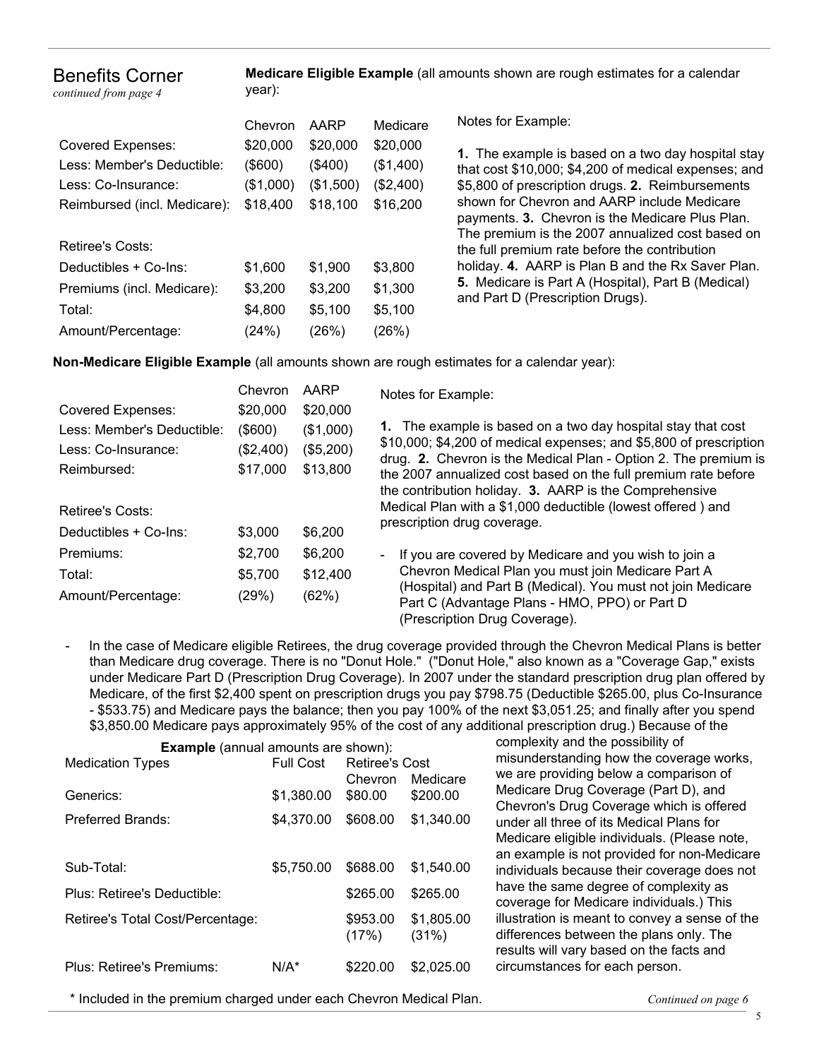## Benefits Corner

*continued from page 4*

**Medicare Eligible Example** (all amounts shown are rough estimates for a calendar year):

| | Chevron | AARP | Medicare |
|---|---|---|---|
| Covered Expenses: | $20,000 | $20,000 | $20,000 |
| Less: Member's Deductible: | ($600) | ($400) | ($1,400) |
| Less: Co-Insurance: | ($1,000) | ($1,500) | ($2,400) |
| Reimbursed (incl. Medicare): | $18,400 | $18,100 | $16,200 |
| | | | |
| Retiree's Costs: | | | |
| Deductibles + Co-Ins: | $1,600 | $1,900 | $3,800 |
| Premiums (incl. Medicare): | $3,200 | $3,200 | $1,300 |
| Total: | $4,800 | $5,100 | $5,100 |
| Amount/Percentage: | (24%) | (26%) | (26%) |

Notes for Example:

**1.** The example is based on a two day hospital stay that cost $10,000; $4,200 of medical expenses; and $5,800 of prescription drugs. **2.** Reimbursements shown for Chevron and AARP include Medicare payments. **3.** Chevron is the Medicare Plus Plan. The premium is the 2007 annualized cost based on the full premium rate before the contribution holiday. **4.** AARP is Plan B and the Rx Saver Plan. **5.** Medicare is Part A (Hospital), Part B (Medical) and Part D (Prescription Drugs).

**Non-Medicare Eligible Example** (all amounts shown are rough estimates for a calendar year):

| | Chevron | AARP |
|---|---|---|
| Covered Expenses: | $20,000 | $20,000 |
| Less: Member's Deductible: | ($600) | ($1,000) |
| Less: Co-Insurance: | ($2,400) | ($5,200) |
| Reimbursed: | $17,000 | $13,800 |
| | | |
| Retiree's Costs: | | |
| Deductibles + Co-Ins: | $3,000 | $6,200 |
| Premiums: | $2,700 | $6,200 |
| Total: | $5,700 | $12,400 |
| Amount/Percentage: | (29%) | (62%) |

Notes for Example:

**1.** The example is based on a two day hospital stay that cost $10,000; $4,200 of medical expenses; and $5,800 of prescription drug. **2.** Chevron is the Medical Plan - Option 2. The premium is the 2007 annualized cost based on the full premium rate before the contribution holiday. **3.** AARP is the Comprehensive Medical Plan with a $1,000 deductible (lowest offered ) and prescription drug coverage.

- If you are covered by Medicare and you wish to join a Chevron Medical Plan you must join Medicare Part A (Hospital) and Part B (Medical). You must not join Medicare Part C (Advantage Plans - HMO, PPO) or Part D (Prescription Drug Coverage).

- In the case of Medicare eligible Retirees, the drug coverage provided through the Chevron Medical Plans is better than Medicare drug coverage. There is no "Donut Hole." ("Donut Hole," also known as a "Coverage Gap," exists under Medicare Part D (Prescription Drug Coverage). In 2007 under the standard prescription drug plan offered by Medicare, of the first $2,400 spent on prescription drugs you pay $798.75 (Deductible $265.00, plus Co-Insurance - $533.75) and Medicare pays the balance; then you pay 100% of the next $3,051.25; and finally after you spend $3,850.00 Medicare pays approximately 95% of the cost of any additional prescription drug.) Because of the complexity and the possibility of misunderstanding how the coverage works, we are providing below a comparison of Medicare Drug Coverage (Part D), and Chevron's Drug Coverage which is offered under all three of its Medical Plans for Medicare eligible individuals. (Please note, an example is not provided for non-Medicare individuals because their coverage does not have the same degree of complexity as coverage for Medicare individuals.) This illustration is meant to convey a sense of the differences between the plans only. The results will vary based on the facts and circumstances for each person.

**Example** (annual amounts are shown):

| Medication Types | Full Cost | Retiree's Cost | |
|---|---|---|---|
| | | Chevron | Medicare |
| Generics: | $1,380.00 | $80.00 | $200.00 |
| Preferred Brands: | $4,370.00 | $608.00 | $1,340.00 |
| | | | |
| Sub-Total: | $5,750.00 | $688.00 | $1,540.00 |
| Plus: Retiree's Deductible: | | $265.00 | $265.00 |
| Retiree's Total Cost/Percentage: | | $953.00 (17%) | $1,805.00 (31%) |
| Plus: Retiree's Premiums: | N/A* | $220.00 | $2,025.00 |

\* Included in the premium charged under each Chevron Medical Plan.

*Continued on page 6*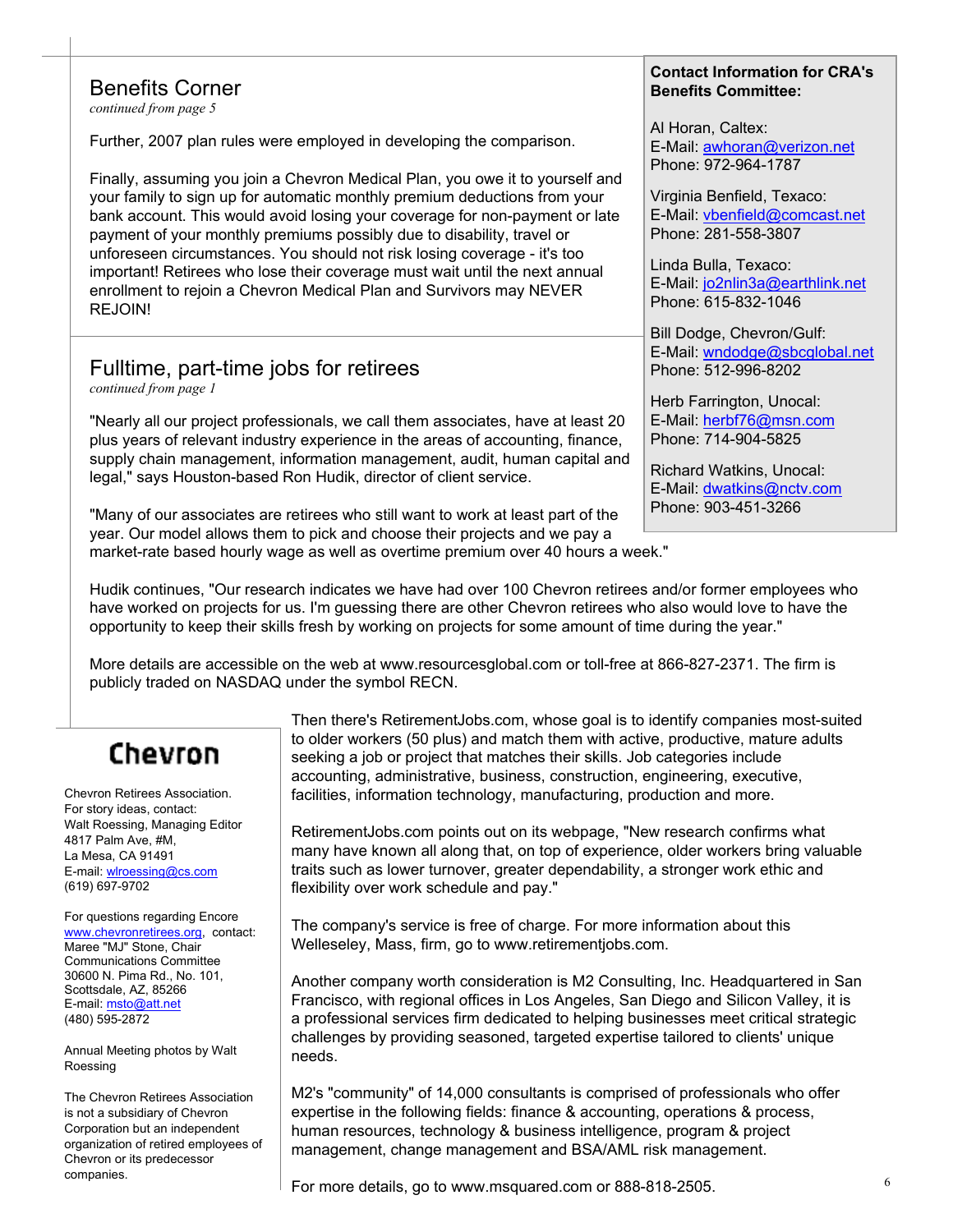## Benefits Corner

*continued from page 5*

Further, 2007 plan rules were employed in developing the comparison.

Finally, assuming you join a Chevron Medical Plan, you owe it to yourself and your family to sign up for automatic monthly premium deductions from your bank account. This would avoid losing your coverage for non-payment or late payment of your monthly premiums possibly due to disability, travel or unforeseen circumstances. You should not risk losing coverage - it's too important! Retirees who lose their coverage must wait until the next annual enrollment to rejoin a Chevron Medical Plan and Survivors may NEVER REJOIN!

**Contact Information for CRA's Benefits Committee:**

Al Horan, Caltex:
E-Mail: awhoran@verizon.net
Phone: 972-964-1787

Virginia Benfield, Texaco:
E-Mail: vbenfield@comcast.net
Phone: 281-558-3807

Linda Bulla, Texaco:
E-Mail: jo2nlin3a@earthlink.net
Phone: 615-832-1046

Bill Dodge, Chevron/Gulf:
E-Mail: wndodge@sbcglobal.net
Phone: 512-996-8202

Herb Farrington, Unocal:
E-Mail: herbf76@msn.com
Phone: 714-904-5825

Richard Watkins, Unocal:
E-Mail: dwatkins@nctv.com
Phone: 903-451-3266

## Fulltime, part-time jobs for retirees

*continued from page 1*

"Nearly all our project professionals, we call them associates, have at least 20 plus years of relevant industry experience in the areas of accounting, finance, supply chain management, information management, audit, human capital and legal," says Houston-based Ron Hudik, director of client service.

"Many of our associates are retirees who still want to work at least part of the year. Our model allows them to pick and choose their projects and we pay a market-rate based hourly wage as well as overtime premium over 40 hours a week."

Hudik continues, "Our research indicates we have had over 100 Chevron retirees and/or former employees who have worked on projects for us. I'm guessing there are other Chevron retirees who also would love to have the opportunity to keep their skills fresh by working on projects for some amount of time during the year."

More details are accessible on the web at www.resourcesglobal.com or toll-free at 866-827-2371. The firm is publicly traded on NASDAQ under the symbol RECN.

Then there's RetirementJobs.com, whose goal is to identify companies most-suited to older workers (50 plus) and match them with active, productive, mature adults seeking a job or project that matches their skills. Job categories include accounting, administrative, business, construction, engineering, executive, facilities, information technology, manufacturing, production and more.

RetirementJobs.com points out on its webpage, "New research confirms what many have known all along that, on top of experience, older workers bring valuable traits such as lower turnover, greater dependability, a stronger work ethic and flexibility over work schedule and pay."

The company's service is free of charge. For more information about this Welleseley, Mass, firm, go to www.retirementjobs.com.

Another company worth consideration is M2 Consulting, Inc. Headquartered in San Francisco, with regional offices in Los Angeles, San Diego and Silicon Valley, it is a professional services firm dedicated to helping businesses meet critical strategic challenges by providing seasoned, targeted expertise tailored to clients' unique needs.

M2's "community" of 14,000 consultants is comprised of professionals who offer expertise in the following fields: finance & accounting, operations & process, human resources, technology & business intelligence, program & project management, change management and BSA/AML risk management.

For more details, go to www.msquared.com or 888-818-2505.

---

**Chevron**

Chevron Retirees Association.
For story ideas, contact:
Walt Roessing, Managing Editor
4817 Palm Ave, #M,
La Mesa, CA 91491
E-mail: wlroessing@cs.com
(619) 697-9702

For questions regarding Encore www.chevronretirees.org, contact:
Maree "MJ" Stone, Chair
Communications Committee
30600 N. Pima Rd., No. 101,
Scottsdale, AZ, 85266
E-mail: msto@att.net
(480) 595-2872

Annual Meeting photos by Walt Roessing

The Chevron Retirees Association is not a subsidiary of Chevron Corporation but an independent organization of retired employees of Chevron or its predecessor companies.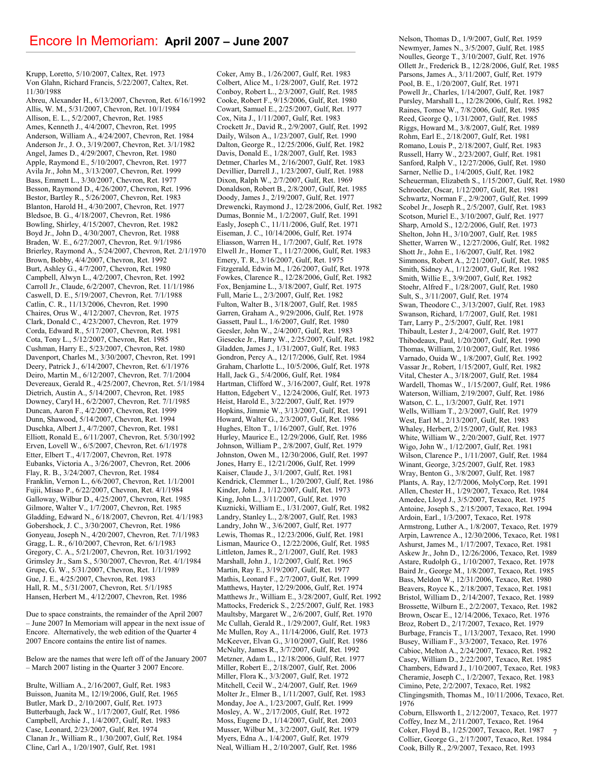# Encore In Memoriam: **April 2007 – June 2007**

Krupp, Loretto, 5/10/2007, Caltex, Ret. 1973
Von Glahn, Richard Francis, 5/22/2007, Caltex, Ret. 11/30/1988
Abreu, Alexander H., 6/13/2007, Chevron, Ret. 6/16/1992
Allis, W. M., 5/31/2007, Chevron, Ret. 10/1/1984
Allison, E. L., 5/2/2007, Chevron, Ret. 1985
Ames, Kenneth J., 4/4/2007, Chevron, Ret. 1995
Anderson, William A., 4/24/2007, Chevron, Ret. 1984
Anderson Jr., J. O., 3/19/2007, Chevron, Ret. 3/1/1982
Angel, James D., 4/29/2007, Chevron, Ret. 1980
Apple, Raymond E., 5/10/2007, Chevron, Ret. 1977
Avila Jr., John M., 3/13/2007, Chevron, Ret. 1999
Bass, Emmett L., 3/30/2007, Chevron, Ret. 1977
Besson, Raymond D., 4/26/2007, Chevron, Ret. 1996
Bestor, Bartley R., 5/26/2007, Chevron, Ret. 1983
Blanton, Harold H., 4/30/2007, Chevron, Ret. 1977
Bledsoe, B. G., 4/18/2007, Chevron, Ret. 1986
Bowling, Shirley, 4/15/2007, Chevron, Ret. 1982
Boyd Jr., John D., 4/30/2007, Chevron, Ret. 1988
Braden, W. E., 6/27/2007, Chevron, Ret. 9/1/1986
Brierley, Raymond A., 5/24/2007, Chevron, Ret. 2/1/1970
Brown, Bobby, 4/4/2007, Chevron, Ret. 1992
Burt, Ashley G., 4/7/2007, Chevron, Ret. 1980
Campbell, Alwyn L., 4/2/2007, Chevron, Ret. 1992
Carroll Jr., Claude, 6/2/2007, Chevron, Ret. 11/1/1986
Caswell, D. E., 5/19/2007, Chevron, Ret. 7/1/1988
Catlin, C. R., 11/13/2006, Chevron, Ret. 1990
Chaires, Orus W., 4/12/2007, Chevron, Ret. 1975
Clark, Donald C., 4/23/2007, Chevron, Ret. 1979
Corda, Edward R., 5/17/2007, Chevron, Ret. 1981
Cota, Tony L., 5/12/2007, Chevron, Ret. 1985
Cushman, Harry E., 5/23/2007, Chevron, Ret. 1980
Davenport, Charles M., 3/30/2007, Chevron, Ret. 1991
Deery, Patrick J., 6/14/2007, Chevron, Ret. 6/1/1976
Deiro, Martin M., 6/12/2007, Chevron, Ret. 7/1/2004
Devereaux, Gerald R., 4/25/2007, Chevron, Ret. 5/1/1984
Dietrich, Austin A., 5/14/2007, Chevron, Ret. 1985
Downey, Caryl H., 6/2/2007, Chevron, Ret. 7/1/1985
Duncan, Aaron F., 4/2/2007, Chevron, Ret. 1999
Dunn, Shawood, 5/14/2007, Chevron, Ret. 1994
Duschka, Albert J., 4/7/2007, Chevron, Ret. 1981
Elliott, Ronald E., 6/11/2007, Chevron, Ret. 5/30/1992
Erven, Lovell W., 6/5/2007, Chevron, Ret. 6/1/1978
Etter, Elbert T., 4/17/2007, Chevron, Ret. 1978
Eubanks, Victoria A., 3/26/2007, Chevron, Ret. 2006
Flay, R. B., 3/24/2007, Chevron, Ret. 1984
Franklin, Vernon L., 6/6/2007, Chevron, Ret. 1/1/2001
Fujii, Misao P., 6/22/2007, Chevron, Ret. 4/1/1984
Galloway, Wilbur D., 4/25/2007, Chevron, Ret. 1985
Gilmore, Walter V., 1/7/2007, Chevron, Ret. 1985
Gladding, Edward N., 6/18/2007, Chevron, Ret. 4/1/1983
Gobershock, J. C., 3/30/2007, Chevron, Ret. 1986
Gonyeau, Joseph N., 4/20/2007, Chevron, Ret. 7/1/1983
Gragg, L. R., 6/10/2007, Chevron, Ret. 6/1/1983
Gregory, C. A., 5/21/2007, Chevron, Ret. 10/31/1992
Grimsley Jr., Sam S., 5/30/2007, Chevron, Ret. 4/1/1984
Grupe, G. W., 5/31/2007, Chevron, Ret. 1/1/1989
Gue, J. E., 4/25/2007, Chevron, Ret. 1983
Hall, R. M., 5/31/2007, Chevron, Ret. 5/1/1985
Hansen, Herbert M., 4/12/2007, Chevron, Ret. 1986

Due to space constraints, the remainder of the April 2007 – June 2007 In Memoriam will appear in the next issue of Encore. Alternatively, the web edition of the Quarter 4 2007 Encore contains the entire list of names.

Below are the names that were left off of the January 2007 – March 2007 listing in the Quarter 3 2007 Encore.

Brulte, William A., 2/16/2007, Gulf, Ret. 1983
Buisson, Juanita M., 12/19/2006, Gulf, Ret. 1965
Butler, Mark D., 2/10/2007, Gulf, Ret. 1973
Butterbaugh, Jack W., 1/17/2007, Gulf, Ret. 1986
Campbell, Archie J., 1/4/2007, Gulf, Ret. 1983
Case, Leonard, 2/23/2007, Gulf, Ret. 1974
Clanan Jr., William R., 1/30/2007, Gulf, Ret. 1984
Cline, Carl A., 1/20/1907, Gulf, Ret. 1981
Coker, Amy B., 1/26/2007, Gulf, Ret. 1983
Colbert, Alice M., 1/28/2007, Gulf, Ret. 1972
Conboy, Robert L., 2/3/2007, Gulf, Ret. 1985
Cooke, Robert F., 9/15/2006, Gulf, Ret. 1980
Cowart, Samuel E., 2/25/2007, Gulf, Ret. 1977
Cox, Nita J., 1/11/2007, Gulf, Ret. 1983
Crockett Jr., David R., 2/9/2007, Gulf, Ret. 1992
Daily, Wilson A., 1/23/2007, Gulf, Ret. 1990
Dalton, George R., 12/25/2006, Gulf, Ret. 1982
Davis, Donald E., 1/28/2007, Gulf, Ret. 1983
Detmer, Charles M., 2/16/2007, Gulf, Ret. 1983
Devillier, Darrell J., 1/23/2007, Gulf, Ret. 1988
Dixon, Ralph W., 2/7/2007, Gulf, Ret. 1969
Donaldson, Robert B., 2/8/2007, Gulf, Ret. 1985
Doody, James J., 2/19/2007, Gulf, Ret. 1977
Drewencki, Raymond J., 12/28/2006, Gulf, Ret. 1982
Dumas, Bonnie M., 1/2/2007, Gulf, Ret. 1991
Easly, Joseph C., 11/11/2006, Gulf, Ret. 1971
Eiseman, J. C., 10/14/2006, Gulf, Ret. 1974
Eliasson, Warren H., 1/7/2007, Gulf, Ret. 1978
Elwell Jr., Homer T., 11/27/2006, Gulf, Ret. 1983
Emery, T. R., 3/16/2007, Gulf, Ret. 1975
Fitzgerald, Edwin M., 1/26/2007, Gulf, Ret. 1978
Fowkes, Clarence R., 12/28/2006, Gulf, Ret. 1982
Fox, Benjamine L., 3/18/2007, Gulf, Ret. 1975
Full, Marie L., 2/3/2007, Gulf, Ret. 1982
Fulton, Walter B., 3/18/2007, Gulf, Ret. 1985
Garren, Graham A., 9/29/2006, Gulf, Ret. 1978
Gassett, Paul L., 1/6/2007, Gulf, Ret. 1980
Geesler, John W., 2/4/2007, Gulf, Ret. 1983
Giesecke Jr., Harry W., 2/25/2007, Gulf, Ret. 1982
Gladden, James J., 1/31/2007, Gulf, Ret. 1983
Gondron, Percy A., 12/17/2006, Gulf, Ret. 1984
Graham, Charlotte L., 10/5/2006, Gulf, Ret. 1978
Hall, Jack G., 5/4/2006, Gulf, Ret. 1984
Hartman, Clifford W., 3/16/2007, Gulf, Ret. 1978
Hatton, Edgebert V., 12/24/2006, Gulf, Ret. 1973
Heist, Harold E., 3/22/2007, Gulf, Ret. 1979
Hopkins, Jimmie W., 3/13/2007, Gulf, Ret. 1991
Howard, Walter G., 2/3/2007, Gulf, Ret. 1986
Hughes, Elton T., 1/16/2007, Gulf, Ret. 1976
Hurley, Maurice E., 12/29/2006, Gulf, Ret. 1986
Johnson, William P., 2/8/2007, Gulf, Ret. 1979
Johnston, Owen M., 12/30/2006, Gulf, Ret. 1997
Jones, Harry E., 12/21/2006, Gulf, Ret. 1999
Kaiser, Claude J., 3/1/2007, Gulf, Ret. 1981
Kendrick, Clemmer L., 1/20/2007, Gulf, Ret. 1986
Kinder, John J., 1/12/2007, Gulf, Ret. 1973
King, John L., 3/11/2007, Gulf, Ret. 1970
Kuznicki, William E., 1/31/2007, Gulf, Ret. 1982
Landry, Stanley L., 2/8/2007, Gulf, Ret. 1983
Landry, John W., 3/6/2007, Gulf, Ret. 1977
Lewis, Thomas R., 12/23/2006, Gulf, Ret. 1981
Lisman, Maurice O., 12/22/2006, Gulf, Ret. 1985
Littleton, James R., 2/1/2007, Gulf, Ret. 1983
Marshall, John J., 1/2/2007, Gulf, Ret. 1965
Martin, Ray E., 3/19/2007, Gulf, Ret. 1977
Mathis, Leonard F., 2/7/2007, Gulf, Ret. 1999
Matthews, Hayter, 12/29/2006, Gulf, Ret. 1974
Matthews Jr., William E., 3/28/2007, Gulf, Ret. 1992
Mattocks, Frederick S., 2/25/2007, Gulf, Ret. 1983
Maultsby, Margaret W., 2/6/2007, Gulf, Ret. 1970
Mc Cullah, Gerald R., 1/29/2007, Gulf, Ret. 1983
Mc Mullen, Roy A., 11/14/2006, Gulf, Ret. 1973
McKeever, Elvan G., 3/10/2007, Gulf, Ret. 1986
McNulty, James R., 3/7/2007, Gulf, Ret. 1992
Metzner, Adam L., 12/18/2006, Gulf, Ret. 1977
Miller, Robert E., 2/18/2007, Gulf, Ret. 2006
Miller, Flora K., 3/3/2007, Gulf, Ret. 1972
Mitchell, Cecil W., 2/4/2007, Gulf, Ret. 1969
Molter Jr., Elmer B., 1/11/2007, Gulf, Ret. 1983
Monday, Joe A., 1/23/2007, Gulf, Ret. 1999
Mosley, A. W., 2/17/2005, Gulf, Ret. 1972
Moss, Eugene D., 1/14/2007, Gulf, Ret. 2003
Musser, Wilbur M., 3/2/2007, Gulf, Ret. 1979
Myers, Edna A., 1/4/2007, Gulf, Ret. 1979
Neal, William H., 2/10/2007, Gulf, Ret. 1986
Nelson, Thomas D., 1/9/2007, Gulf, Ret. 1959
Newmyer, James N., 3/5/2007, Gulf, Ret. 1985
Noulles, George T., 3/10/2007, Gulf, Ret. 1976
Ollett Jr., Frederick B., 12/28/2006, Gulf, Ret. 1985
Parsons, James A., 3/11/2007, Gulf, Ret. 1979
Pool, B. E., 1/20/2007, Gulf, Ret. 1971
Powell Jr., Charles, 1/14/2007, Gulf, Ret. 1987
Pursley, Marshall L., 12/28/2006, Gulf, Ret. 1982
Raines, Tomoe W., 7/8/2006, Gulf, Ret. 1985
Reed, George Q., 1/31/2007, Gulf, Ret. 1985
Riggs, Howard M., 3/8/2007, Gulf, Ret. 1989
Rohm, Earl E., 2/18/2007, Gulf, Ret. 1981
Romano, Louis P., 2/18/2007, Gulf, Ret. 1983
Russell, Harry W., 2/23/2007, Gulf, Ret. 1981
Sanford, Ralph V., 12/27/2006, Gulf, Ret. 1980
Sarner, Nellie D., 1/4/2005, Gulf, Ret. 1982
Scheuerman, Elizabeth S., 1/15/2007, Gulf, Ret. 1980
Schroeder, Oscar, 1/12/2007, Gulf, Ret. 1981
Schwartz, Norman F., 2/9/2007, Gulf, Ret. 1999
Scobel Jr., Joseph R., 2/5/2007, Gulf, Ret. 1983
Scotson, Muriel E., 3/10/2007, Gulf, Ret. 1977
Sharp, Arnold S., 12/2/2006, Gulf, Ret. 1973
Shelton, John H., 3/10/2007, Gulf, Ret. 1985
Shetter, Warren W., 12/27/2006, Gulf, Ret. 1982
Shott Jr., John E., 1/6/2007, Gulf, Ret. 1982
Simmons, Robert A., 2/21/2007, Gulf, Ret. 1985
Smith, Sidney A., 1/12/2007, Gulf, Ret. 1982
Smith, Willie E., 3/9/2007, Gulf, Ret. 1982
Stoehr, Alfred F., 1/28/2007, Gulf, Ret. 1980
Sult, S., 3/11/2007, Gulf, Ret. 1974
Swan, Theodore C., 3/13/2007, Gulf, Ret. 1983
Swanson, Richard, 1/7/2007, Gulf, Ret. 1981
Tarr, Larry P., 2/5/2007, Gulf, Ret. 1981
Thibault, Lester J., 2/4/2007, Gulf, Ret. 1977
Thibodeaux, Paul, 1/20/2007, Gulf, Ret. 1990
Thomas, William, 2/10/2007, Gulf, Ret. 1986
Varnado, Ouida W., 1/8/2007, Gulf, Ret. 1992
Vassar Jr., Robert, 1/15/2007, Gulf, Ret. 1982
Vital, Chester A., 3/18/2007, Gulf, Ret. 1984
Wardell, Thomas W., 1/15/2007, Gulf, Ret. 1986
Waterson, William, 2/19/2007, Gulf, Ret. 1986
Watson, C. L., 1/3/2007, Gulf, Ret. 1971
Wells, William T., 2/3/2007, Gulf, Ret. 1979
West, Earl M., 2/13/2007, Gulf, Ret. 1983
Whaley, Herbert, 2/15/2007, Gulf, Ret. 1983
White, William W., 2/20/2007, Gulf, Ret. 1977
Wigo, John W., 1/12/2007, Gulf, Ret. 1981
Wilson, Clarence P., 1/11/2007, Gulf, Ret. 1984
Winant, George, 3/25/2007, Gulf, Ret. 1983
Wray, Benton G., 3/8/2007, Gulf, Ret. 1987
Plants, A. Ray, 12/7/2006, MolyCorp, Ret. 1991
Allen, Chester H., 1/29/2007, Texaco, Ret. 1984
Amedee, Lloyd J., 3/5/2007, Texaco, Ret. 1975
Antoine, Joseph S., 2/15/2007, Texaco, Ret. 1994
Ardoin, Earl., 1/3/2007, Texaco, Ret. 1978
Armstrong, Luther A., 1/8/2007, Texaco, Ret. 1979
Arpin, Lawrence A., 12/30/2006, Texaco, Ret. 1981
Ashurst, James M., 1/17/2007, Texaco, Ret. 1981
Askew Jr., John D., 12/26/2006, Texaco, Ret. 1989
Astare, Rudolph G., 1/10/2007, Texaco, Ret. 1978
Baird Jr., George M., 1/8/2007, Texaco, Ret. 1985
Bass, Meldon W., 12/31/2006, Texaco, Ret. 1980
Beavers, Royce K., 2/18/2007, Texaco, Ret. 1981
Bristol, William D., 2/14/2007, Texaco, Ret. 1989
Brossette, Wilburn E., 2/2/2007, Texaco, Ret. 1982
Brown, Oscar E., 12/14/2006, Texaco, Ret. 1976
Broz, Robert D., 2/17/2007, Texaco, Ret. 1979
Burbage, Francis T., 1/13/2007, Texaco, Ret. 1990
Busey, William F., 3/3/2007, Texaco, Ret. 1976
Cabioc, Melton A., 2/24/2007, Texaco, Ret. 1982
Casey, William D., 2/22/2007, Texaco, Ret. 1985
Chambers, Edward J., 1/10/2007, Texaco, Ret. 1983
Cheramie, Joseph C., 1/2/2007, Texaco, Ret. 1983
Cimino, Pete, 2/2/2007, Texaco, Ret. 1982
Clingingsmith, Thomas M., 10/11/2006, Texaco, Ret. 1976
Coburn, Ellsworth I., 2/12/2007, Texaco, Ret. 1977
Coffey, Inez M., 2/11/2007, Texaco, Ret. 1964
Coker, Floyd B., 1/25/2007, Texaco, Ret. 1987
Collier, George G., 2/17/2007, Texaco, Ret. 1984
Cook, Billy R., 2/9/2007, Texaco, Ret. 1993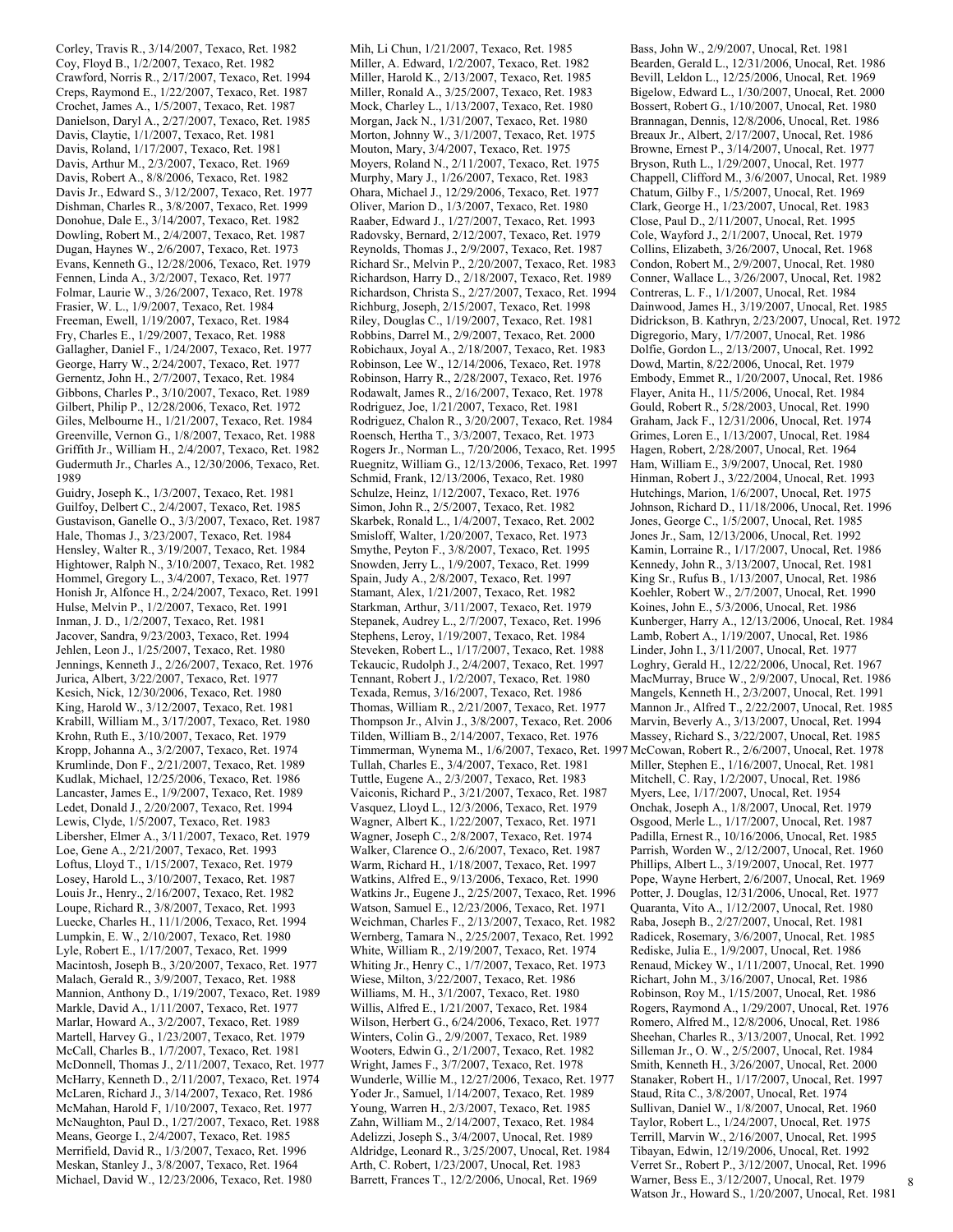Corley, Travis R., 3/14/2007, Texaco, Ret. 1982
Coy, Floyd B., 1/2/2007, Texaco, Ret. 1982
Crawford, Norris R., 2/17/2007, Texaco, Ret. 1994
Creps, Raymond E., 1/22/2007, Texaco, Ret. 1987
Crochet, James A., 1/5/2007, Texaco, Ret. 1987
Danielson, Daryl A., 2/27/2007, Texaco, Ret. 1985
Davis, Claytie, 1/1/2007, Texaco, Ret. 1981
Davis, Roland, 1/17/2007, Texaco, Ret. 1981
Davis, Arthur M., 2/3/2007, Texaco, Ret. 1969
Davis, Robert A., 8/8/2006, Texaco, Ret. 1982
Davis Jr., Edward S., 3/12/2007, Texaco, Ret. 1977
Dishman, Charles R., 3/8/2007, Texaco, Ret. 1999
Donohue, Dale E., 3/14/2007, Texaco, Ret. 1982
Dowling, Robert M., 2/4/2007, Texaco, Ret. 1987
Dugan, Haynes W., 2/6/2007, Texaco, Ret. 1973
Evans, Kenneth G., 12/28/2006, Texaco, Ret. 1979
Fennen, Linda A., 3/2/2007, Texaco, Ret. 1977
Folmar, Laurie W., 3/26/2007, Texaco, Ret. 1978
Frasier, W. L., 1/9/2007, Texaco, Ret. 1984
Freeman, Ewell, 1/19/2007, Texaco, Ret. 1984
Fry, Charles E., 1/29/2007, Texaco, Ret. 1988
Gallagher, Daniel F., 1/24/2007, Texaco, Ret. 1977
George, Harry W., 2/24/2007, Texaco, Ret. 1977
Gernentz, John H., 2/7/2007, Texaco, Ret. 1984
Gibbons, Charles P., 3/10/2007, Texaco, Ret. 1989
Gilbert, Philip P., 12/28/2006, Texaco, Ret. 1972
Giles, Melbourne H., 1/21/2007, Texaco, Ret. 1984
Greenville, Vernon G., 1/8/2007, Texaco, Ret. 1988
Griffith Jr., William H., 2/4/2007, Texaco, Ret. 1982
Gudermuth Jr., Charles A., 12/30/2006, Texaco, Ret. 1989
Guidry, Joseph K., 1/3/2007, Texaco, Ret. 1981
Guilfoy, Delbert C., 2/4/2007, Texaco, Ret. 1985
Gustavison, Ganelle O., 3/3/2007, Texaco, Ret. 1987
Hale, Thomas J., 3/23/2007, Texaco, Ret. 1984
Hensley, Walter R., 3/19/2007, Texaco, Ret. 1984
Hightower, Ralph N., 3/10/2007, Texaco, Ret. 1982
Hommel, Gregory L., 3/4/2007, Texaco, Ret. 1977
Honish Jr, Alfonce H., 2/24/2007, Texaco, Ret. 1991
Hulse, Melvin P., 1/2/2007, Texaco, Ret. 1991
Inman, J. D., 1/2/2007, Texaco, Ret. 1981
Jacover, Sandra, 9/23/2003, Texaco, Ret. 1994
Jehlen, Leon J., 1/25/2007, Texaco, Ret. 1980
Jennings, Kenneth J., 2/26/2007, Texaco, Ret. 1976
Jurica, Albert, 3/22/2007, Texaco, Ret. 1977
Kesich, Nick, 12/30/2006, Texaco, Ret. 1980
King, Harold W., 3/12/2007, Texaco, Ret. 1981
Krabill, William M., 3/17/2007, Texaco, Ret. 1980
Krohn, Ruth E., 3/10/2007, Texaco, Ret. 1979
Kropp, Johanna A., 3/2/2007, Texaco, Ret. 1974
Krumlinde, Don F., 2/21/2007, Texaco, Ret. 1989
Kudlak, Michael, 12/25/2006, Texaco, Ret. 1986
Lancaster, James E., 1/9/2007, Texaco, Ret. 1989
Ledet, Donald J., 2/20/2007, Texaco, Ret. 1994
Lewis, Clyde, 1/5/2007, Texaco, Ret. 1983
Libersher, Elmer A., 3/11/2007, Texaco, Ret. 1979
Loe, Gene A., 2/21/2007, Texaco, Ret. 1993
Loftus, Lloyd T., 1/15/2007, Texaco, Ret. 1979
Losey, Harold L., 3/10/2007, Texaco, Ret. 1987
Louis Jr., Henry., 2/16/2007, Texaco, Ret. 1982
Loupe, Richard R., 3/8/2007, Texaco, Ret. 1993
Luecke, Charles H., 11/1/2006, Texaco, Ret. 1994
Lumpkin, E. W., 2/10/2007, Texaco, Ret. 1980
Lyle, Robert E., 1/17/2007, Texaco, Ret. 1999
Macintosh, Joseph B., 3/20/2007, Texaco, Ret. 1977
Malach, Gerald R., 3/9/2007, Texaco, Ret. 1988
Mannion, Anthony D., 1/19/2007, Texaco, Ret. 1989
Markle, David A., 1/11/2007, Texaco, Ret. 1977
Marlar, Howard A., 3/2/2007, Texaco, Ret. 1989
Martell, Harvey G., 1/23/2007, Texaco, Ret. 1979
McCall, Charles B., 1/7/2007, Texaco, Ret. 1981
McDonnell, Thomas J., 2/11/2007, Texaco, Ret. 1977
McHarry, Kenneth D., 2/11/2007, Texaco, Ret. 1974
McLaren, Richard J., 3/14/2007, Texaco, Ret. 1986
McMahan, Harold F, 1/10/2007, Texaco, Ret. 1977
McNaughton, Paul D., 1/27/2007, Texaco, Ret. 1988
Means, George I., 2/4/2007, Texaco, Ret. 1985
Merrifield, David R., 1/3/2007, Texaco, Ret. 1996
Meskan, Stanley J., 3/8/2007, Texaco, Ret. 1964
Michael, David W., 12/23/2006, Texaco, Ret. 1980
Mih, Li Chun, 1/21/2007, Texaco, Ret. 1985
Miller, A. Edward, 1/2/2007, Texaco, Ret. 1982
Miller, Harold K., 2/13/2007, Texaco, Ret. 1985
Miller, Ronald A., 3/25/2007, Texaco, Ret. 1983
Mock, Charley L., 1/13/2007, Texaco, Ret. 1980
Morgan, Jack N., 1/31/2007, Texaco, Ret. 1980
Morton, Johnny W., 3/1/2007, Texaco, Ret. 1975
Mouton, Mary, 3/4/2007, Texaco, Ret. 1975
Moyers, Roland N., 2/11/2007, Texaco, Ret. 1975
Murphy, Mary J., 1/26/2007, Texaco, Ret. 1983
Ohara, Michael J., 12/29/2006, Texaco, Ret. 1977
Oliver, Marion D., 1/3/2007, Texaco, Ret. 1980
Raaber, Edward J., 1/27/2007, Texaco, Ret. 1993
Radovsky, Bernard, 2/12/2007, Texaco, Ret. 1979
Reynolds, Thomas J., 2/9/2007, Texaco, Ret. 1987
Richard Sr., Melvin P., 2/20/2007, Texaco, Ret. 1983
Richardson, Harry D., 2/18/2007, Texaco, Ret. 1989
Richardson, Christa S., 2/27/2007, Texaco, Ret. 1994
Richburg, Joseph, 2/15/2007, Texaco, Ret. 1998
Riley, Douglas C., 1/19/2007, Texaco, Ret. 1981
Robbins, Darrel M., 2/9/2007, Texaco, Ret. 2000
Robichaux, Joyal A., 2/18/2007, Texaco, Ret. 1983
Robinson, Lee W., 12/14/2006, Texaco, Ret. 1978
Robinson, Harry R., 2/28/2007, Texaco, Ret. 1976
Rodawalt, James R., 2/16/2007, Texaco, Ret. 1978
Rodriguez, Joe, 1/21/2007, Texaco, Ret. 1981
Rodriguez, Chalon R., 3/20/2007, Texaco, Ret. 1984
Roensch, Hertha T., 3/3/2007, Texaco, Ret. 1973
Rogers Jr., Norman L., 7/20/2006, Texaco, Ret. 1995
Ruegnitz, William G., 12/13/2006, Texaco, Ret. 1997
Schmid, Frank, 12/13/2006, Texaco, Ret. 1980
Schulze, Heinz, 1/12/2007, Texaco, Ret. 1976
Simon, John R., 2/5/2007, Texaco, Ret. 1982
Skarbek, Ronald L., 1/4/2007, Texaco, Ret. 2002
Smisloff, Walter, 1/20/2007, Texaco, Ret. 1973
Smythe, Peyton F., 3/8/2007, Texaco, Ret. 1995
Snowden, Jerry L., 1/9/2007, Texaco, Ret. 1999
Spain, Judy A., 2/8/2007, Texaco, Ret. 1997
Stamant, Alex, 1/21/2007, Texaco, Ret. 1982
Starkman, Arthur, 3/11/2007, Texaco, Ret. 1979
Stepanek, Audrey L., 2/7/2007, Texaco, Ret. 1996
Stephens, Leroy, 1/19/2007, Texaco, Ret. 1984
Steveken, Robert L., 1/17/2007, Texaco, Ret. 1988
Tekaucic, Rudolph J., 2/4/2007, Texaco, Ret. 1997
Tennant, Robert J., 1/2/2007, Texaco, Ret. 1980
Texada, Remus, 3/16/2007, Texaco, Ret. 1986
Thomas, William R., 2/21/2007, Texaco, Ret. 1977
Thompson Jr., Alvin J., 3/8/2007, Texaco, Ret. 2006
Tilden, William B., 2/14/2007, Texaco, Ret. 1976
Timmerman, Wynema M., 1/6/2007, Texaco, Ret. 1997
Tullah, Charles E., 3/4/2007, Texaco, Ret. 1981
Tuttle, Eugene A., 2/3/2007, Texaco, Ret. 1983
Vaiconis, Richard P., 3/21/2007, Texaco, Ret. 1987
Vasquez, Lloyd L., 12/3/2006, Texaco, Ret. 1979
Wagner, Albert K., 1/22/2007, Texaco, Ret. 1971
Wagner, Joseph C., 2/8/2007, Texaco, Ret. 1974
Walker, Clarence O., 2/6/2007, Texaco, Ret. 1987
Warm, Richard H., 1/18/2007, Texaco, Ret. 1997
Watkins, Alfred E., 9/13/2006, Texaco, Ret. 1990
Watkins Jr., Eugene J., 2/25/2007, Texaco, Ret. 1996
Watson, Samuel E., 12/23/2006, Texaco, Ret. 1971
Weichman, Charles F., 2/13/2007, Texaco, Ret. 1982
Wernberg, Tamara N., 2/25/2007, Texaco, Ret. 1992
White, William R., 2/19/2007, Texaco, Ret. 1974
Whiting Jr., Henry C., 1/7/2007, Texaco, Ret. 1973
Wiese, Milton, 3/22/2007, Texaco, Ret. 1986
Williams, M. H., 3/1/2007, Texaco, Ret. 1980
Willis, Alfred E., 1/21/2007, Texaco, Ret. 1984
Wilson, Herbert G., 6/24/2006, Texaco, Ret. 1977
Winters, Colin G., 2/9/2007, Texaco, Ret. 1989
Wooters, Edwin G., 2/1/2007, Texaco, Ret. 1982
Wright, James F., 3/7/2007, Texaco, Ret. 1978
Wunderle, Willie M., 12/27/2006, Texaco, Ret. 1977
Yoder Jr., Samuel, 1/14/2007, Texaco, Ret. 1989
Young, Warren H., 2/3/2007, Texaco, Ret. 1985
Zahn, William M., 2/14/2007, Texaco, Ret. 1984
Adelizzi, Joseph S., 3/4/2007, Unocal, Ret. 1989
Aldridge, Leonard R., 3/25/2007, Unocal, Ret. 1984
Arth, C. Robert, 1/23/2007, Unocal, Ret. 1983
Barrett, Frances T., 12/2/2006, Unocal, Ret. 1969
Bass, John W., 2/9/2007, Unocal, Ret. 1981
Bearden, Gerald L., 12/31/2006, Unocal, Ret. 1986
Bevill, Leldon L., 12/25/2006, Unocal, Ret. 1969
Bigelow, Edward L., 1/30/2007, Unocal, Ret. 2000
Bossert, Robert G., 1/10/2007, Unocal, Ret. 1980
Brannagan, Dennis, 12/8/2006, Unocal, Ret. 1986
Breaux Jr., Albert, 2/17/2007, Unocal, Ret. 1986
Browne, Ernest P., 3/14/2007, Unocal, Ret. 1977
Bryson, Ruth L., 1/29/2007, Unocal, Ret. 1977
Chappell, Clifford M., 3/6/2007, Unocal, Ret. 1989
Chatum, Gilby F., 1/5/2007, Unocal, Ret. 1969
Clark, George H., 1/23/2007, Unocal, Ret. 1983
Close, Paul D., 2/11/2007, Unocal, Ret. 1995
Cole, Wayford J., 2/1/2007, Unocal, Ret. 1979
Collins, Elizabeth, 3/26/2007, Unocal, Ret. 1968
Condon, Robert M., 2/9/2007, Unocal, Ret. 1980
Conner, Wallace L., 3/26/2007, Unocal, Ret. 1982
Contreras, L. F., 1/1/2007, Unocal, Ret. 1984
Dainwood, James H., 3/19/2007, Unocal, Ret. 1985
Didrickson, B. Kathryn, 2/23/2007, Unocal, Ret. 1972
Digregorio, Mary, 1/7/2007, Unocal, Ret. 1986
Dolfie, Gordon L., 2/13/2007, Unocal, Ret. 1992
Dowd, Martin, 8/22/2006, Unocal, Ret. 1979
Embody, Emmet R., 1/20/2007, Unocal, Ret. 1986
Flayer, Anita H., 11/5/2006, Unocal, Ret. 1984
Gould, Robert R., 5/28/2003, Unocal, Ret. 1990
Graham, Jack F., 12/31/2006, Unocal, Ret. 1974
Grimes, Loren E., 1/13/2007, Unocal, Ret. 1984
Hagen, Robert, 2/28/2007, Unocal, Ret. 1964
Ham, William E., 3/9/2007, Unocal, Ret. 1980
Hinman, Robert J., 3/22/2004, Unocal, Ret. 1993
Hutchings, Marion, 1/6/2007, Unocal, Ret. 1975
Johnson, Richard D., 11/18/2006, Unocal, Ret. 1996
Jones, George C., 1/5/2007, Unocal, Ret. 1985
Jones Jr., Sam, 12/13/2006, Unocal, Ret. 1992
Kamin, Lorraine R., 1/17/2007, Unocal, Ret. 1986
Kennedy, John R., 3/13/2007, Unocal, Ret. 1981
King Sr., Rufus B., 1/13/2007, Unocal, Ret. 1986
Koehler, Robert W., 2/7/2007, Unocal, Ret. 1990
Koines, John E., 5/3/2006, Unocal, Ret. 1986
Kunberger, Harry A., 12/13/2006, Unocal, Ret. 1984
Lamb, Robert A., 1/19/2007, Unocal, Ret. 1986
Linder, John I., 3/11/2007, Unocal, Ret. 1977
Loghry, Gerald H., 12/22/2006, Unocal, Ret. 1967
MacMurray, Bruce W., 2/9/2007, Unocal, Ret. 1986
Mangels, Kenneth H., 2/3/2007, Unocal, Ret. 1991
Mannon Jr., Alfred T., 2/22/2007, Unocal, Ret. 1985
Marvin, Beverly A., 3/13/2007, Unocal, Ret. 1994
Massey, Richard S., 3/22/2007, Unocal, Ret. 1985
McCowan, Robert R., 2/6/2007, Unocal, Ret. 1978
Miller, Stephen E., 1/16/2007, Unocal, Ret. 1981
Mitchell, C. Ray, 1/2/2007, Unocal, Ret. 1986
Myers, Lee, 1/17/2007, Unocal, Ret. 1954
Onchak, Joseph A., 1/8/2007, Unocal, Ret. 1979
Osgood, Merle L., 1/17/2007, Unocal, Ret. 1987
Padilla, Ernest R., 10/16/2006, Unocal, Ret. 1985
Parrish, Worden W., 2/12/2007, Unocal, Ret. 1960
Phillips, Albert L., 3/19/2007, Unocal, Ret. 1977
Pope, Wayne Herbert, 2/6/2007, Unocal, Ret. 1969
Potter, J. Douglas, 12/31/2006, Unocal, Ret. 1977
Quaranta, Vito A., 1/12/2007, Unocal, Ret. 1980
Raba, Joseph B., 2/27/2007, Unocal, Ret. 1981
Radicek, Rosemary, 3/6/2007, Unocal, Ret. 1985
Rediske, Julia E., 1/9/2007, Unocal, Ret. 1986
Renaud, Mickey W., 1/11/2007, Unocal, Ret. 1990
Richart, John M., 3/16/2007, Unocal, Ret. 1986
Robinson, Roy M., 1/15/2007, Unocal, Ret. 1986
Rogers, Raymond A., 1/29/2007, Unocal, Ret. 1976
Romero, Alfred M., 12/8/2006, Unocal, Ret. 1986
Sheehan, Charles R., 3/13/2007, Unocal, Ret. 1992
Silleman Jr., O. W., 2/5/2007, Unocal, Ret. 1984
Smith, Kenneth H., 3/26/2007, Unocal, Ret. 2000
Stanaker, Robert H., 1/17/2007, Unocal, Ret. 1997
Staud, Rita C., 3/8/2007, Unocal, Ret. 1974
Sullivan, Daniel W., 1/8/2007, Unocal, Ret. 1960
Taylor, Robert L., 1/24/2007, Unocal, Ret. 1975
Terrill, Marvin W., 2/16/2007, Unocal, Ret. 1995
Tibayan, Edwin, 12/19/2006, Unocal, Ret. 1992
Verret Sr., Robert P., 3/12/2007, Unocal, Ret. 1996
Warner, Bess E., 3/12/2007, Unocal, Ret. 1979
Watson Jr., Howard S., 1/20/2007, Unocal, Ret. 1981